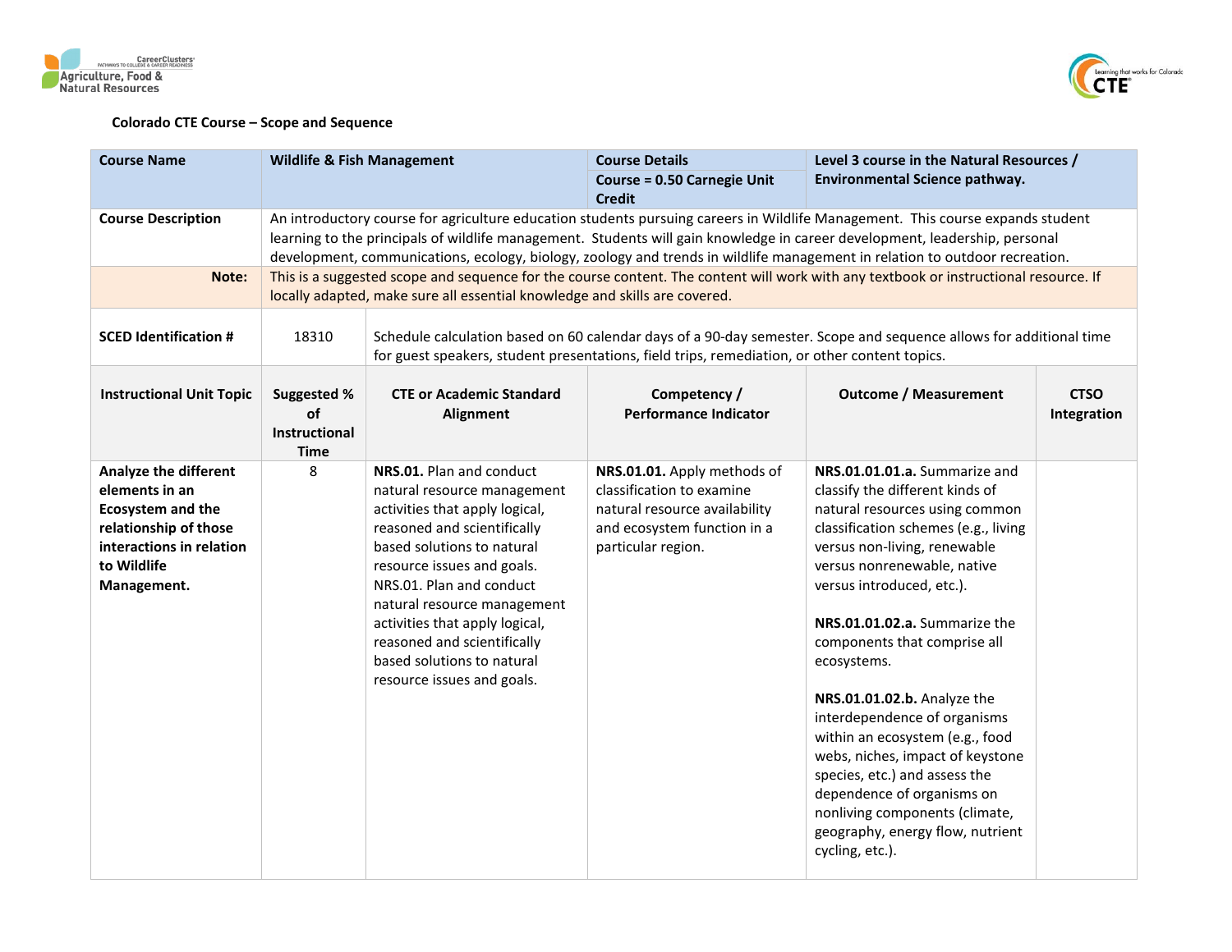**Colorado CTE Course – Scope and Sequence**

| Course Name | Wildlife & Fish Management | | Course Details<br>Course = 0.50 Carnegie Unit Credit | Level 3 course in the Natural Resources / Environmental Science pathway. | |
|---|---|---|---|---|---|
| Course Description | An introductory course for agriculture education students pursuing careers in Wildlife Management. This course expands student learning to the principals of wildlife management. Students will gain knowledge in career development, leadership, personal development, communications, ecology, biology, zoology and trends in wildlife management in relation to outdoor recreation. | | | | |
| Note: | This is a suggested scope and sequence for the course content. The content will work with any textbook or instructional resource. If locally adapted, make sure all essential knowledge and skills are covered. | | | | |
| SCED Identification # | 18310 | Schedule calculation based on 60 calendar days of a 90-day semester. Scope and sequence allows for additional time for guest speakers, student presentations, field trips, remediation, or other content topics. | | | |
| **Instructional Unit Topic** | **Suggested % of Instructional Time** | **CTE or Academic Standard Alignment** | **Competency / Performance Indicator** | **Outcome / Measurement** | **CTSO Integration** |
| **Analyze the different elements in an Ecosystem and the relationship of those interactions in relation to Wildlife Management.** | 8 | **NRS.01.** Plan and conduct natural resource management activities that apply logical, reasoned and scientifically based solutions to natural resource issues and goals.<br>NRS.01. Plan and conduct natural resource management activities that apply logical, reasoned and scientifically based solutions to natural resource issues and goals. | **NRS.01.01.** Apply methods of classification to examine natural resource availability and ecosystem function in a particular region. | **NRS.01.01.01.a.** Summarize and classify the different kinds of natural resources using common classification schemes (e.g., living versus non-living, renewable versus nonrenewable, native versus introduced, etc.).<br><br>**NRS.01.01.02.a.** Summarize the components that comprise all ecosystems.<br><br>**NRS.01.01.02.b.** Analyze the interdependence of organisms within an ecosystem (e.g., food webs, niches, impact of keystone species, etc.) and assess the dependence of organisms on nonliving components (climate, geography, energy flow, nutrient cycling, etc.). | |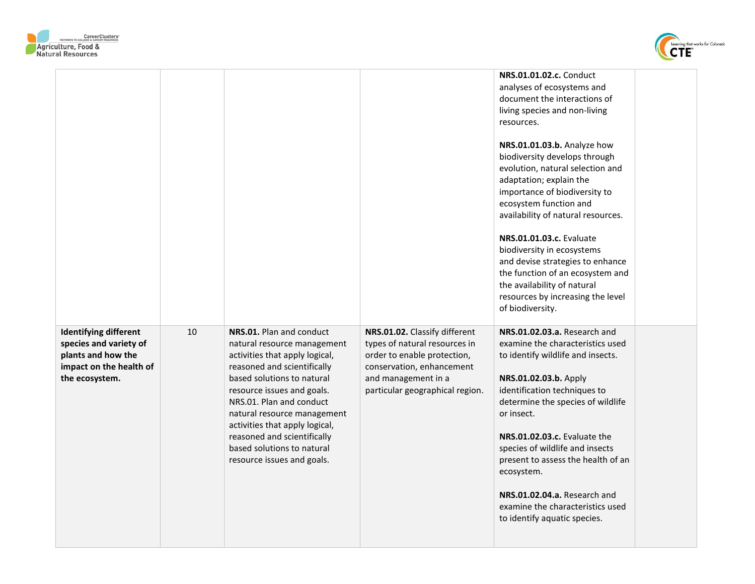| | | | | | |
|---|---|---|---|---|---|
| | | | | **NRS.01.01.02.c.** Conduct analyses of ecosystems and document the interactions of living species and non-living resources.<br><br>**NRS.01.01.03.b.** Analyze how biodiversity develops through evolution, natural selection and adaptation; explain the importance of biodiversity to ecosystem function and availability of natural resources.<br><br>**NRS.01.01.03.c.** Evaluate biodiversity in ecosystems and devise strategies to enhance the function of an ecosystem and the availability of natural resources by increasing the level of biodiversity. | |
| **Identifying different species and variety of plants and how the impact on the health of the ecosystem.** | 10 | **NRS.01.** Plan and conduct natural resource management activities that apply logical, reasoned and scientifically based solutions to natural resource issues and goals. NRS.01. Plan and conduct natural resource management activities that apply logical, reasoned and scientifically based solutions to natural resource issues and goals. | **NRS.01.02.** Classify different types of natural resources in order to enable protection, conservation, enhancement and management in a particular geographical region. | **NRS.01.02.03.a.** Research and examine the characteristics used to identify wildlife and insects.<br><br>**NRS.01.02.03.b.** Apply identification techniques to determine the species of wildlife or insect.<br><br>**NRS.01.02.03.c.** Evaluate the species of wildlife and insects present to assess the health of an ecosystem.<br><br>**NRS.01.02.04.a.** Research and examine the characteristics used to identify aquatic species. | |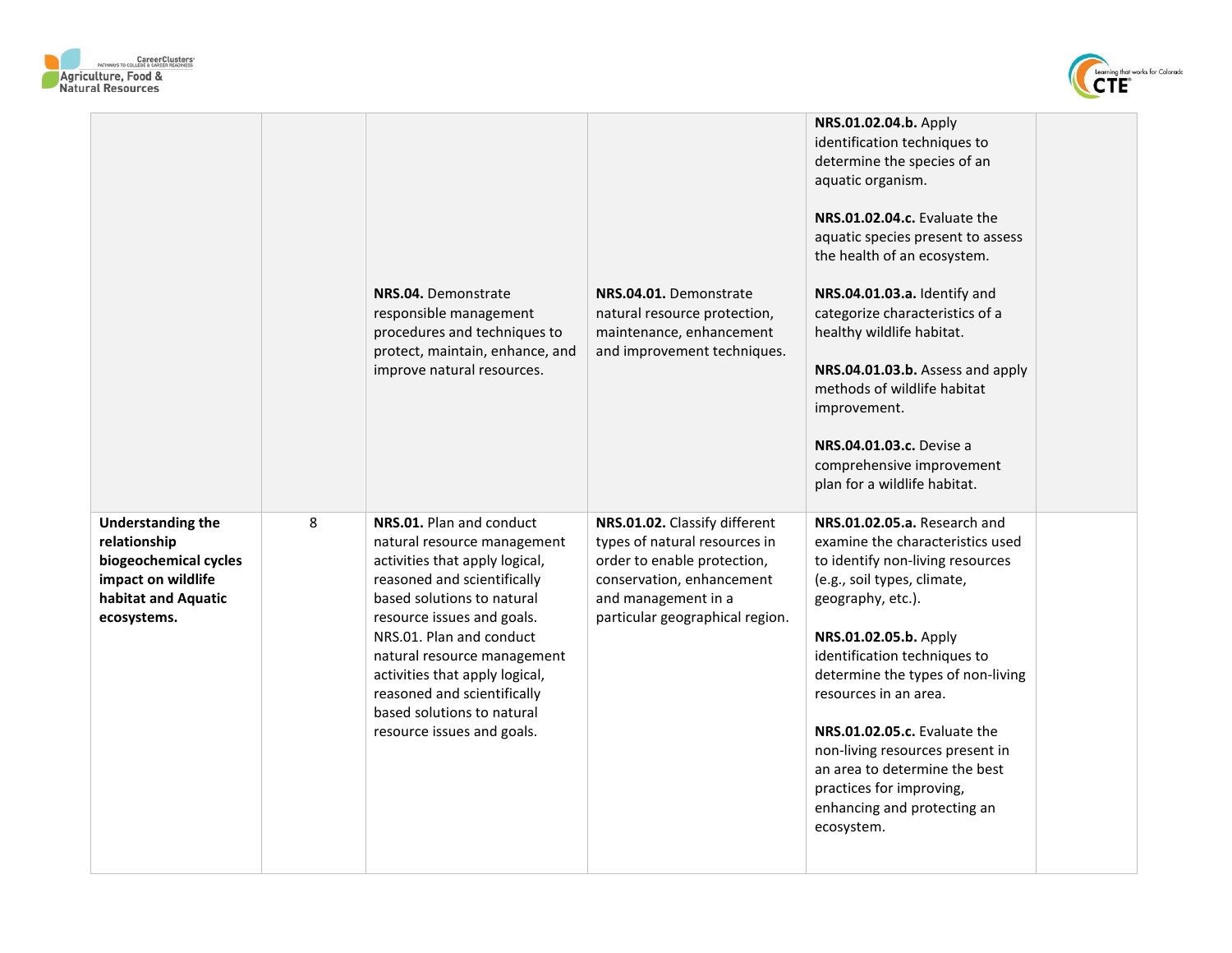| | | | | | |
|---|---|---|---|---|---|
| | | **NRS.04.** Demonstrate responsible management procedures and techniques to protect, maintain, enhance, and improve natural resources. | **NRS.04.01.** Demonstrate natural resource protection, maintenance, enhancement and improvement techniques. | **NRS.01.02.04.b.** Apply identification techniques to determine the species of an aquatic organism.<br><br>**NRS.01.02.04.c.** Evaluate the aquatic species present to assess the health of an ecosystem.<br><br>**NRS.04.01.03.a.** Identify and categorize characteristics of a healthy wildlife habitat.<br><br>**NRS.04.01.03.b.** Assess and apply methods of wildlife habitat improvement.<br><br>**NRS.04.01.03.c.** Devise a comprehensive improvement plan for a wildlife habitat. | |
| **Understanding the relationship biogeochemical cycles impact on wildlife habitat and Aquatic ecosystems.** | 8 | **NRS.01.** Plan and conduct natural resource management activities that apply logical, reasoned and scientifically based solutions to natural resource issues and goals. NRS.01. Plan and conduct natural resource management activities that apply logical, reasoned and scientifically based solutions to natural resource issues and goals. | **NRS.01.02.** Classify different types of natural resources in order to enable protection, conservation, enhancement and management in a particular geographical region. | **NRS.01.02.05.a.** Research and examine the characteristics used to identify non-living resources (e.g., soil types, climate, geography, etc.).<br><br>**NRS.01.02.05.b.** Apply identification techniques to determine the types of non-living resources in an area.<br><br>**NRS.01.02.05.c.** Evaluate the non-living resources present in an area to determine the best practices for improving, enhancing and protecting an ecosystem. | |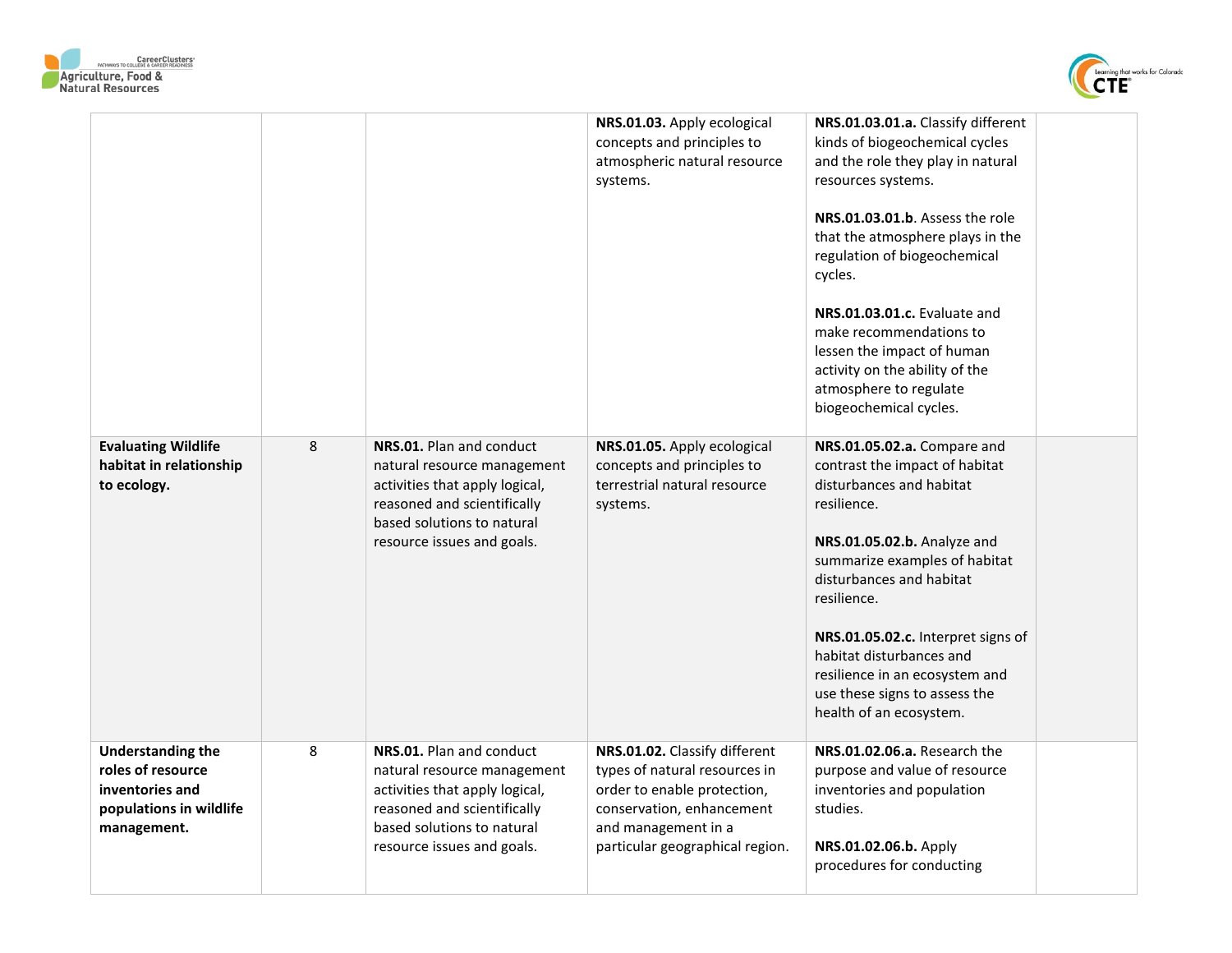| | | | | | |
|---|---|---|---|---|---|
| | | | **NRS.01.03.** Apply ecological concepts and principles to atmospheric natural resource systems. | **NRS.01.03.01.a.** Classify different kinds of biogeochemical cycles and the role they play in natural resources systems.<br><br>**NRS.01.03.01.b**. Assess the role that the atmosphere plays in the regulation of biogeochemical cycles.<br><br>**NRS.01.03.01.c.** Evaluate and make recommendations to lessen the impact of human activity on the ability of the atmosphere to regulate biogeochemical cycles. | |
| **Evaluating Wildlife habitat in relationship to ecology.** | 8 | **NRS.01.** Plan and conduct natural resource management activities that apply logical, reasoned and scientifically based solutions to natural resource issues and goals. | **NRS.01.05.** Apply ecological concepts and principles to terrestrial natural resource systems. | **NRS.01.05.02.a.** Compare and contrast the impact of habitat disturbances and habitat resilience.<br><br>**NRS.01.05.02.b.** Analyze and summarize examples of habitat disturbances and habitat resilience.<br><br>**NRS.01.05.02.c.** Interpret signs of habitat disturbances and resilience in an ecosystem and use these signs to assess the health of an ecosystem. | |
| **Understanding the roles of resource inventories and populations in wildlife management.** | 8 | **NRS.01.** Plan and conduct natural resource management activities that apply logical, reasoned and scientifically based solutions to natural resource issues and goals. | **NRS.01.02.** Classify different types of natural resources in order to enable protection, conservation, enhancement and management in a particular geographical region. | **NRS.01.02.06.a.** Research the purpose and value of resource inventories and population studies.<br><br>**NRS.01.02.06.b.** Apply procedures for conducting | |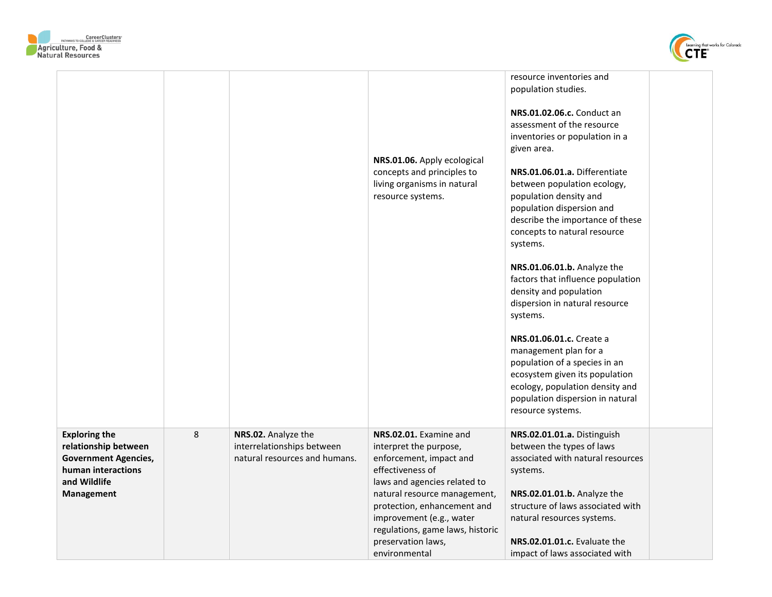| | | | | | |
|---|---|---|---|---|---|
| | | | **NRS.01.06.** Apply ecological concepts and principles to living organisms in natural resource systems. | resource inventories and population studies.<br><br>**NRS.01.02.06.c.** Conduct an assessment of the resource inventories or population in a given area.<br><br>**NRS.01.06.01.a.** Differentiate between population ecology, population density and population dispersion and describe the importance of these concepts to natural resource systems.<br><br>**NRS.01.06.01.b.** Analyze the factors that influence population density and population dispersion in natural resource systems.<br><br>**NRS.01.06.01.c.** Create a management plan for a population of a species in an ecosystem given its population ecology, population density and population dispersion in natural resource systems. | |
| **Exploring the relationship between Government Agencies, human interactions and Wildlife Management** | 8 | **NRS.02.** Analyze the interrelationships between natural resources and humans. | **NRS.02.01.** Examine and interpret the purpose, enforcement, impact and effectiveness of laws and agencies related to natural resource management, protection, enhancement and improvement (e.g., water regulations, game laws, historic preservation laws, environmental | **NRS.02.01.01.a.** Distinguish between the types of laws associated with natural resources systems.<br><br>**NRS.02.01.01.b.** Analyze the structure of laws associated with natural resources systems.<br><br>**NRS.02.01.01.c.** Evaluate the impact of laws associated with | |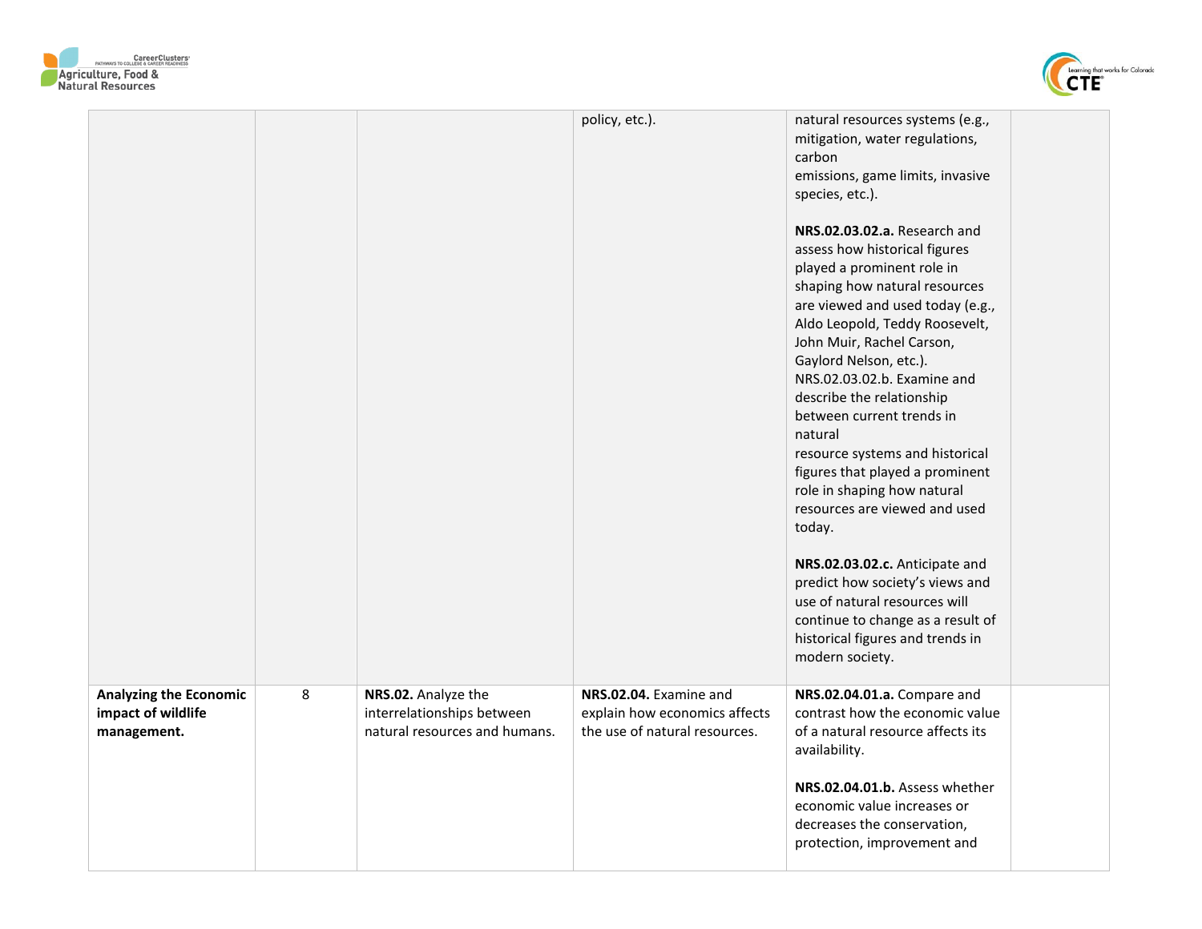| | | | | | |
|---|---|---|---|---|---|
| | | | policy, etc.). | natural resources systems (e.g., mitigation, water regulations, carbon emissions, game limits, invasive species, etc.).<br><br>**NRS.02.03.02.a.** Research and assess how historical figures played a prominent role in shaping how natural resources are viewed and used today (e.g., Aldo Leopold, Teddy Roosevelt, John Muir, Rachel Carson, Gaylord Nelson, etc.).<br>NRS.02.03.02.b. Examine and describe the relationship between current trends in natural resource systems and historical figures that played a prominent role in shaping how natural resources are viewed and used today.<br><br>**NRS.02.03.02.c.** Anticipate and predict how society's views and use of natural resources will continue to change as a result of historical figures and trends in modern society. | |
| **Analyzing the Economic impact of wildlife management.** | 8 | **NRS.02.** Analyze the interrelationships between natural resources and humans. | **NRS.02.04.** Examine and explain how economics affects the use of natural resources. | **NRS.02.04.01.a.** Compare and contrast how the economic value of a natural resource affects its availability.<br><br>**NRS.02.04.01.b.** Assess whether economic value increases or decreases the conservation, protection, improvement and | |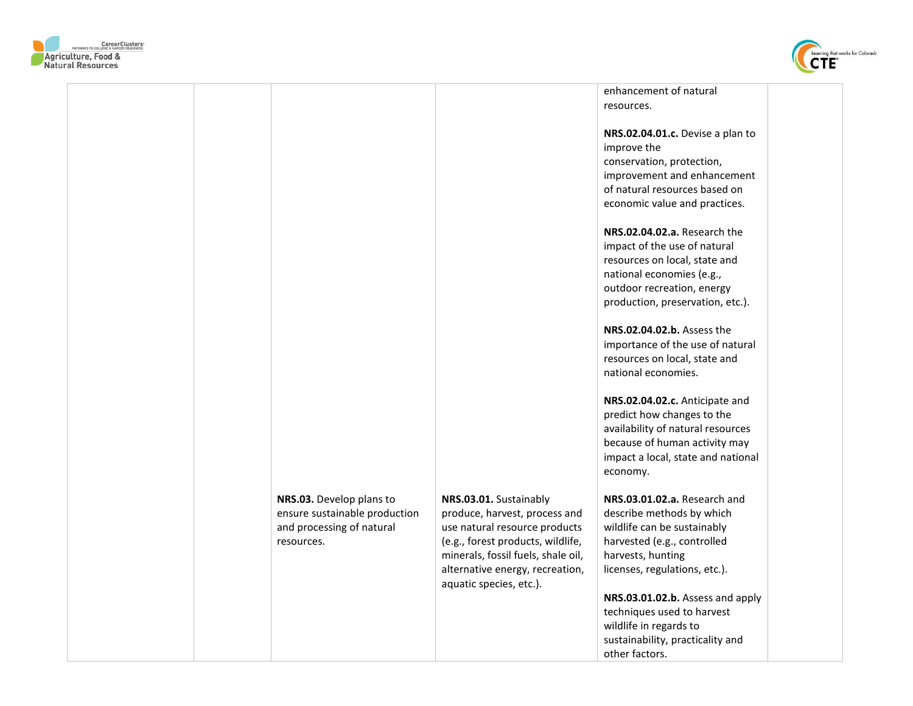| | | | | | |
|---|---|---|---|---|---|
| | | | | enhancement of natural resources.<br><br>**NRS.02.04.01.c.** Devise a plan to improve the conservation, protection, improvement and enhancement of natural resources based on economic value and practices.<br><br>**NRS.02.04.02.a.** Research the impact of the use of natural resources on local, state and national economies (e.g., outdoor recreation, energy production, preservation, etc.).<br><br>**NRS.02.04.02.b.** Assess the importance of the use of natural resources on local, state and national economies.<br><br>**NRS.02.04.02.c.** Anticipate and predict how changes to the availability of natural resources because of human activity may impact a local, state and national economy. | |
| | | **NRS.03.** Develop plans to ensure sustainable production and processing of natural resources. | **NRS.03.01.** Sustainably produce, harvest, process and use natural resource products (e.g., forest products, wildlife, minerals, fossil fuels, shale oil, alternative energy, recreation, aquatic species, etc.). | **NRS.03.01.02.a.** Research and describe methods by which wildlife can be sustainably harvested (e.g., controlled harvests, hunting licenses, regulations, etc.).<br><br>**NRS.03.01.02.b.** Assess and apply techniques used to harvest wildlife in regards to sustainability, practicality and other factors. | |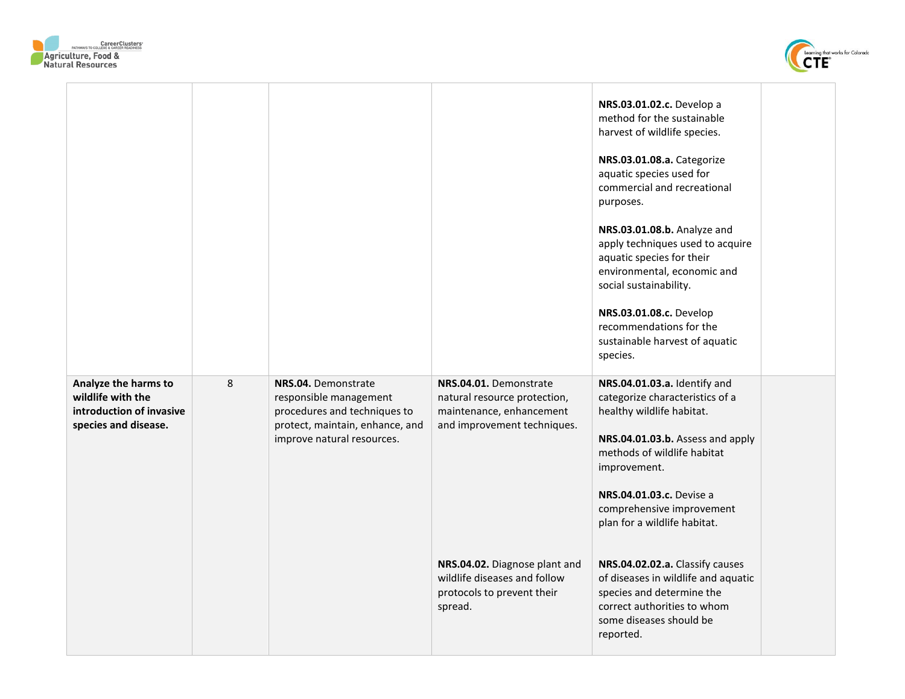| | | | | | |
|---|---|---|---|---|---|
| | | | | **NRS.03.01.02.c.** Develop a method for the sustainable harvest of wildlife species.<br><br>**NRS.03.01.08.a.** Categorize aquatic species used for commercial and recreational purposes.<br><br>**NRS.03.01.08.b.** Analyze and apply techniques used to acquire aquatic species for their environmental, economic and social sustainability.<br><br>**NRS.03.01.08.c.** Develop recommendations for the sustainable harvest of aquatic species. | |
| **Analyze the harms to wildlife with the introduction of invasive species and disease.** | 8 | **NRS.04.** Demonstrate responsible management procedures and techniques to protect, maintain, enhance, and improve natural resources. | **NRS.04.01.** Demonstrate natural resource protection, maintenance, enhancement and improvement techniques. | **NRS.04.01.03.a.** Identify and categorize characteristics of a healthy wildlife habitat.<br><br>**NRS.04.01.03.b.** Assess and apply methods of wildlife habitat improvement.<br><br>**NRS.04.01.03.c.** Devise a comprehensive improvement plan for a wildlife habitat. | |
| | | | **NRS.04.02.** Diagnose plant and wildlife diseases and follow protocols to prevent their spread. | **NRS.04.02.02.a.** Classify causes of diseases in wildlife and aquatic species and determine the correct authorities to whom some diseases should be reported. | |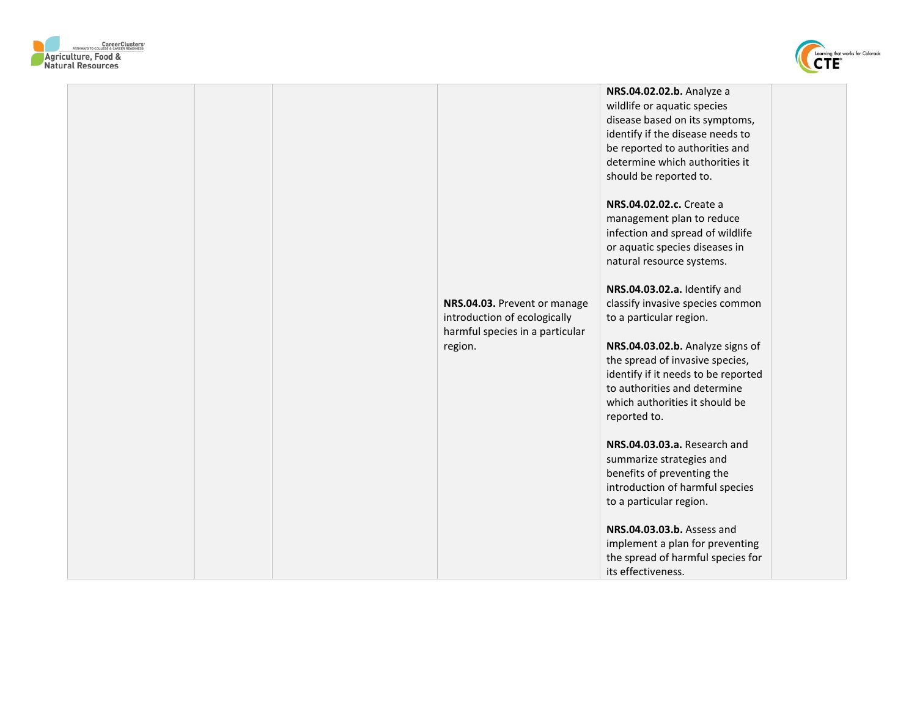| | | | | | |
|---|---|---|---|---|---|
| | | | | **NRS.04.02.02.b.** Analyze a wildlife or aquatic species disease based on its symptoms, identify if the disease needs to be reported to authorities and determine which authorities it should be reported to.<br><br>**NRS.04.02.02.c.** Create a management plan to reduce infection and spread of wildlife or aquatic species diseases in natural resource systems. | |
| | | | **NRS.04.03.** Prevent or manage introduction of ecologically harmful species in a particular region. | **NRS.04.03.02.a.** Identify and classify invasive species common to a particular region.<br><br>**NRS.04.03.02.b.** Analyze signs of the spread of invasive species, identify if it needs to be reported to authorities and determine which authorities it should be reported to.<br><br>**NRS.04.03.03.a.** Research and summarize strategies and benefits of preventing the introduction of harmful species to a particular region.<br><br>**NRS.04.03.03.b.** Assess and implement a plan for preventing the spread of harmful species for its effectiveness. | |